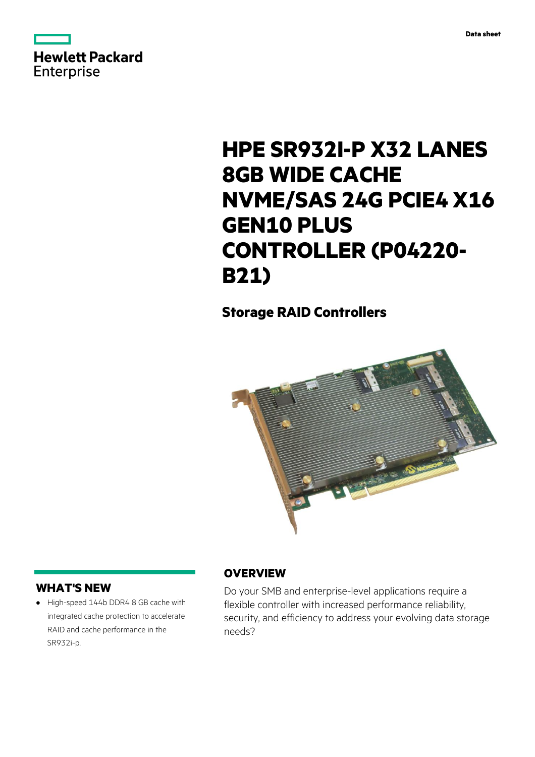Data sheet

# HPE SR932I-P X32 LANES 8GB WIDE CACHE NVME/SAS 24G PCIE4 X16 GEN10 PLUS CONTROLLER (P04220-B21)

## Storage RAID Controllers

## WHAT'S NEW

- High-speed 144b DDR4 8 GB cache with integrated cache protection to accelerate RAID and cache performance in the SR932i-p.

## OVERVIEW

Do your SMB and enterprise-level applications require a flexible controller with increased performance reliability, security, and efficiency to address your evolving data storage needs?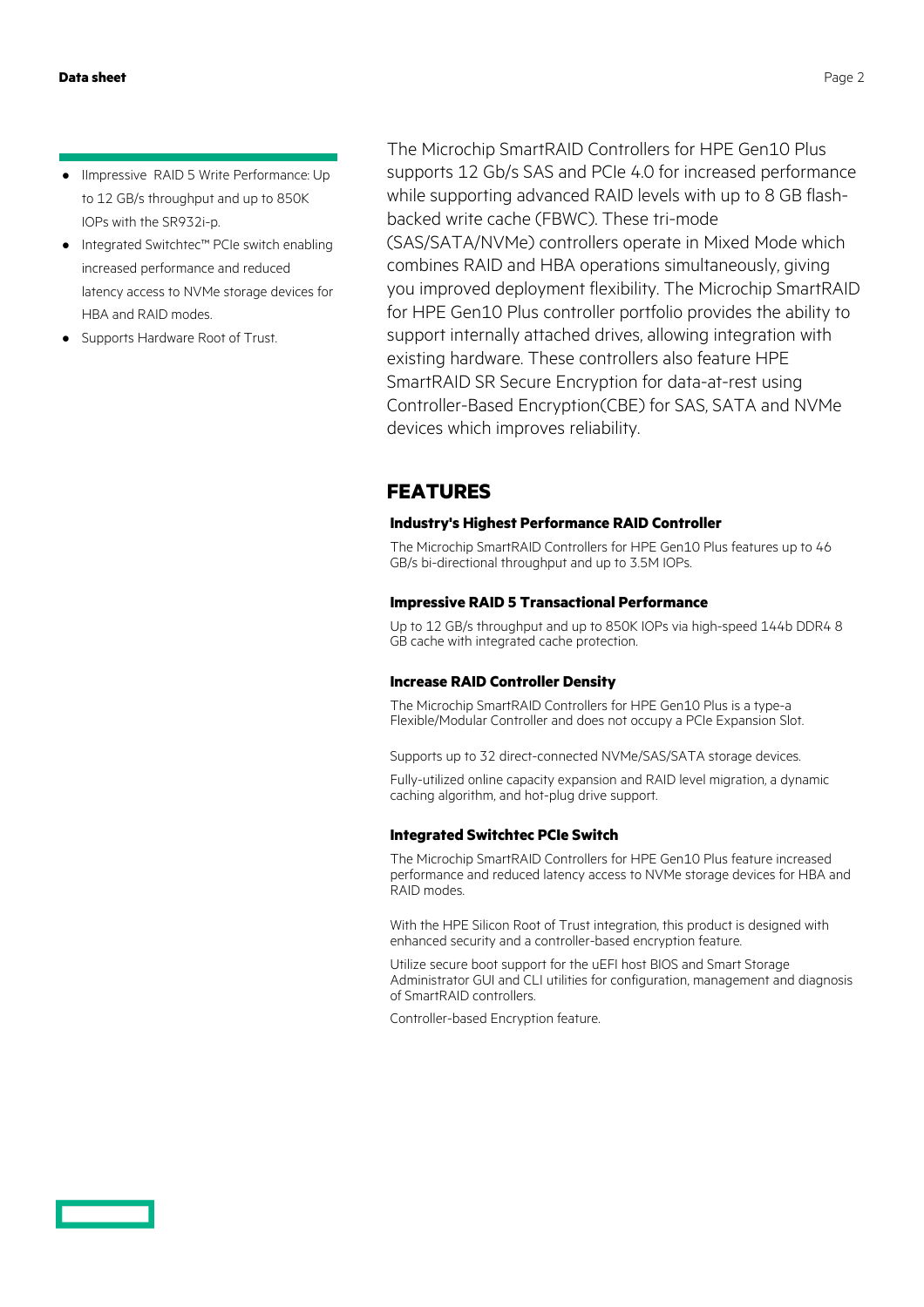- IImpressive  RAID 5 Write Performance: Up to 12 GB/s throughput and up to 850K IOPs with the SR932i-p.
- Integrated Switchtec™ PCIe switch enabling increased performance and reduced latency access to NVMe storage devices for HBA and RAID modes.
- Supports Hardware Root of Trust.

The Microchip SmartRAID Controllers for HPE Gen10 Plus supports 12 Gb/s SAS and PCIe 4.0 for increased performance while supporting advanced RAID levels with up to 8 GB flash-backed write cache (FBWC). These tri-mode (SAS/SATA/NVMe) controllers operate in Mixed Mode which combines RAID and HBA operations simultaneously, giving you improved deployment flexibility. The Microchip SmartRAID for HPE Gen10 Plus controller portfolio provides the ability to support internally attached drives, allowing integration with existing hardware. These controllers also feature HPE SmartRAID SR Secure Encryption for data-at-rest using Controller-Based Encryption(CBE) for SAS, SATA and NVMe devices which improves reliability.

## FEATURES

### Industry's Highest Performance RAID Controller

The Microchip SmartRAID Controllers for HPE Gen10 Plus features up to 46 GB/s bi-directional throughput and up to 3.5M IOPs.

### Impressive RAID 5 Transactional Performance

Up to 12 GB/s throughput and up to 850K IOPs via high-speed 144b DDR4 8 GB cache with integrated cache protection.

### Increase RAID Controller Density

The Microchip SmartRAID Controllers for HPE Gen10 Plus is a type-a Flexible/Modular Controller and does not occupy a PCIe Expansion Slot.

Supports up to 32 direct-connected NVMe/SAS/SATA storage devices.

Fully-utilized online capacity expansion and RAID level migration, a dynamic caching algorithm, and hot-plug drive support.

### Integrated Switchtec PCIe Switch

The Microchip SmartRAID Controllers for HPE Gen10 Plus feature increased performance and reduced latency access to NVMe storage devices for HBA and RAID modes.

With the HPE Silicon Root of Trust integration, this product is designed with enhanced security and a controller-based encryption feature.

Utilize secure boot support for the uEFI host BIOS and Smart Storage Administrator GUI and CLI utilities for configuration, management and diagnosis of SmartRAID controllers.

Controller-based Encryption feature.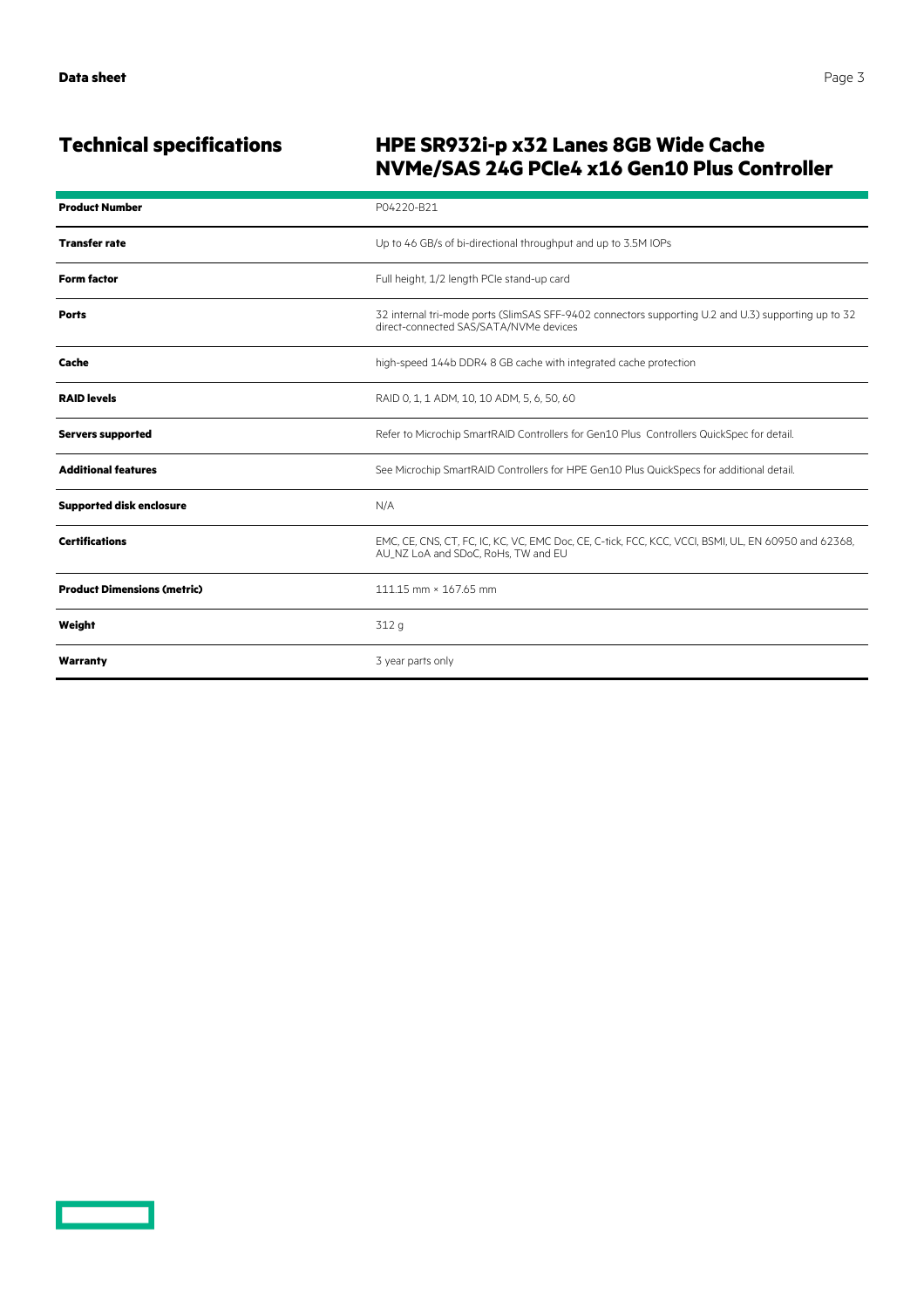## Technical specifications

### HPE SR932i-p x32 Lanes 8GB Wide Cache NVMe/SAS 24G PCIe4 x16 Gen10 Plus Controller

| | |
|---|---|
| **Product Number** | P04220-B21 |
| **Transfer rate** | Up to 46 GB/s of bi-directional throughput and up to 3.5M IOPs |
| **Form factor** | Full height, 1/2 length PCIe stand-up card |
| **Ports** | 32 internal tri-mode ports (SlimSAS SFF-9402 connectors supporting U.2 and U.3) supporting up to 32 direct-connected SAS/SATA/NVMe devices |
| **Cache** | high-speed 144b DDR4 8 GB cache with integrated cache protection |
| **RAID levels** | RAID 0, 1, 1 ADM, 10, 10 ADM, 5, 6, 50, 60 |
| **Servers supported** | Refer to Microchip SmartRAID Controllers for Gen10 Plus Controllers QuickSpec for detail. |
| **Additional features** | See Microchip SmartRAID Controllers for HPE Gen10 Plus QuickSpecs for additional detail. |
| **Supported disk enclosure** | N/A |
| **Certifications** | EMC, CE, CNS, CT, FC, IC, KC, VC, EMC Doc, CE, C-tick, FCC, KCC, VCCI, BSMI, UL, EN 60950 and 62368, AU_NZ LoA and SDoC, RoHs, TW and EU |
| **Product Dimensions (metric)** | 111.15 mm × 167.65 mm |
| **Weight** | 312 g |
| **Warranty** | 3 year parts only |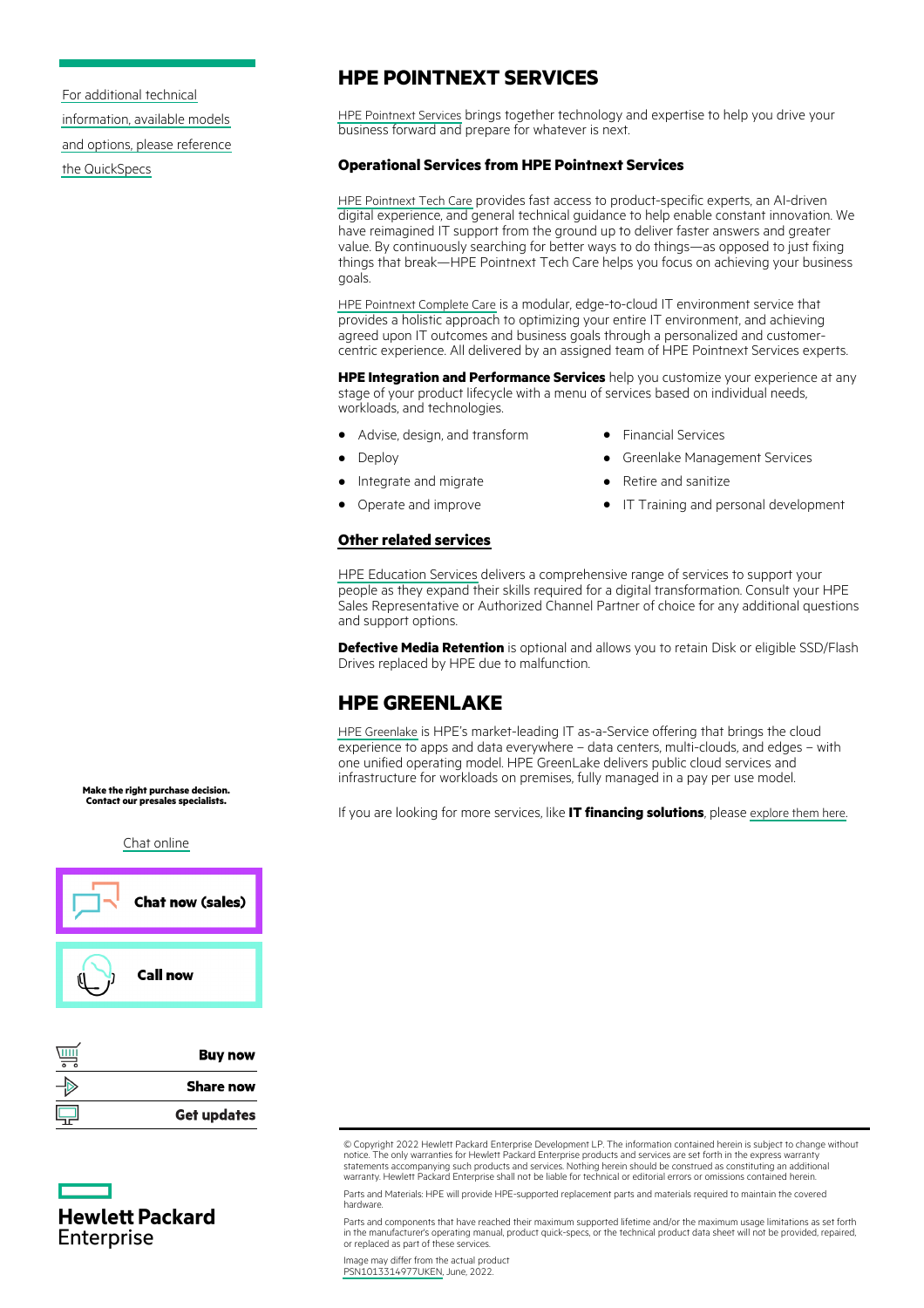For additional technical information, available models and options, please reference the QuickSpecs

## HPE POINTNEXT SERVICES

HPE Pointnext Services brings together technology and expertise to help you drive your business forward and prepare for whatever is next.

### Operational Services from HPE Pointnext Services

HPE Pointnext Tech Care provides fast access to product-specific experts, an AI-driven digital experience, and general technical guidance to help enable constant innovation. We have reimagined IT support from the ground up to deliver faster answers and greater value. By continuously searching for better ways to do things—as opposed to just fixing things that break—HPE Pointnext Tech Care helps you focus on achieving your business goals.

HPE Pointnext Complete Care is a modular, edge-to-cloud IT environment service that provides a holistic approach to optimizing your entire IT environment, and achieving agreed upon IT outcomes and business goals through a personalized and customer-centric experience. All delivered by an assigned team of HPE Pointnext Services experts.

**HPE Integration and Performance Services** help you customize your experience at any stage of your product lifecycle with a menu of services based on individual needs, workloads, and technologies.

- Advise, design, and transform
- Deploy
- Integrate and migrate
- Operate and improve
- Financial Services
- Greenlake Management Services
- Retire and sanitize
- IT Training and personal development

### Other related services

HPE Education Services delivers a comprehensive range of services to support your people as they expand their skills required for a digital transformation. Consult your HPE Sales Representative or Authorized Channel Partner of choice for any additional questions and support options.

**Defective Media Retention** is optional and allows you to retain Disk or eligible SSD/Flash Drives replaced by HPE due to malfunction.

## HPE GREENLAKE

HPE Greenlake is HPE's market-leading IT as-a-Service offering that brings the cloud experience to apps and data everywhere – data centers, multi-clouds, and edges – with one unified operating model. HPE GreenLake delivers public cloud services and infrastructure for workloads on premises, fully managed in a pay per use model.

If you are looking for more services, like **IT financing solutions**, please explore them here.

**Make the right purchase decision. Contact our presales specialists.**

Chat online

**Chat now (sales)**

**Call now**

**Buy now**

**Share now**

**Get updates**

**Hewlett Packard** Enterprise

© Copyright 2022 Hewlett Packard Enterprise Development LP. The information contained herein is subject to change without notice. The only warranties for Hewlett Packard Enterprise products and services are set forth in the express warranty statements accompanying such products and services. Nothing herein should be construed as constituting an additional warranty. Hewlett Packard Enterprise shall not be liable for technical or editorial errors or omissions contained herein.

Parts and Materials: HPE will provide HPE-supported replacement parts and materials required to maintain the covered hardware.

Parts and components that have reached their maximum supported lifetime and/or the maximum usage limitations as set forth in the manufacturer's operating manual, product quick-specs, or the technical product data sheet will not be provided, repaired, or replaced as part of these services.

Image may differ from the actual product

PSN1013314977UKEN, June, 2022.